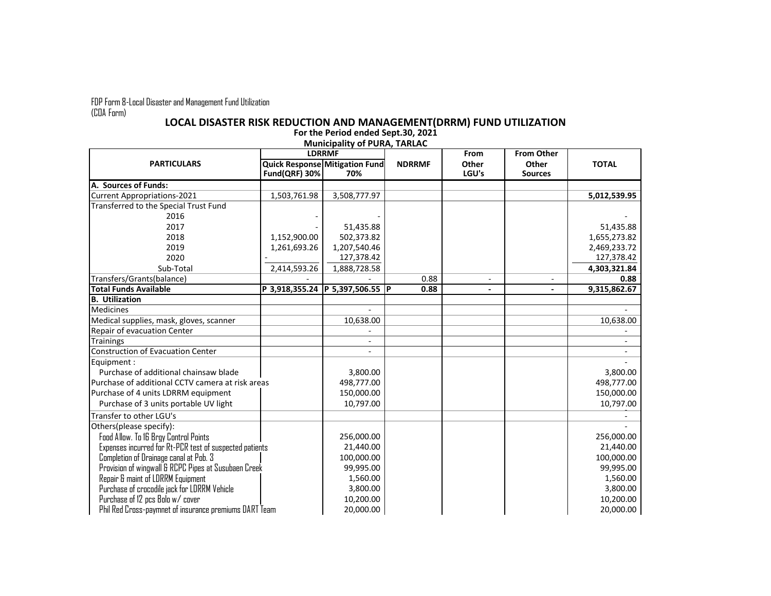FDP Form 8-Local Disaster and Management Fund Utilization
(COA Form)

# LOCAL DISASTER RISK REDUCTION AND MANAGEMENT(DRRM) FUND UTILIZATION

**For the Period ended Sept.30, 2021**

**Municipality of PURA, TARLAC**

| PARTICULARS | LDRRMF | | NDRRMF | From Other LGU's | From Other Other Sources | TOTAL |
|---|---|---|---|---|---|---|
| | Quick Response Fund(QRF) 30% | Mitigation Fund 70% | | | | |
| **A. Sources of Funds:** | | | | | | |
| Current Appropriations-2021 | 1,503,761.98 | 3,508,777.97 | | | | **5,012,539.95** |
| Transferred to the Special Trust Fund | | | | | | |
| 2016 | - | - | | | | - |
| 2017 | - | 51,435.88 | | | | 51,435.88 |
| 2018 | 1,152,900.00 | 502,373.82 | | | | 1,655,273.82 |
| 2019 | 1,261,693.26 | 1,207,540.46 | | | | 2,469,233.72 |
| 2020 | - | 127,378.42 | | | | 127,378.42 |
| Sub-Total | 2,414,593.26 | 1,888,728.58 | | | | **4,303,321.84** |
| Transfers/Grants(balance) | - | - | 0.88 | - | - | **0.88** |
| **Total Funds Available** | **P 3,918,355.24** | **P 5,397,506.55** | **P 0.88** | **-** | **-** | **9,315,862.67** |
| **B. Utilization** | | | | | | |
| Medicines | | - | | | | - |
| Medical supplies, mask, gloves, scanner | | 10,638.00 | | | | 10,638.00 |
| Repair of evacuation Center | | - | | | | - |
| Trainings | | - | | | | - |
| Construction of Evacuation Center | | - | | | | - |
| Equipment : | | | | | | - |
| Purchase of additional chainsaw blade | | 3,800.00 | | | | 3,800.00 |
| Purchase of additional CCTV camera at risk areas | | 498,777.00 | | | | 498,777.00 |
| Purchase of 4 units LDRRM equipment | | 150,000.00 | | | | 150,000.00 |
| Purchase of 3 units portable UV light | | 10,797.00 | | | | 10,797.00 |
| Transfer to other LGU's | | | | | | - |
| Others(please specify): | | | | | | - |
| Food Allow. To 16 Brgy Control Points | | 256,000.00 | | | | 256,000.00 |
| Expenses incurred for Rt-PCR test of suspected patients | | 21,440.00 | | | | 21,440.00 |
| Completion of Drainage canal at Pob. 3 | | 100,000.00 | | | | 100,000.00 |
| Provision of wingwall & RCPC Pipes at Susubaen Creek | | 99,995.00 | | | | 99,995.00 |
| Repair & maint of LDRRM Equipment | | 1,560.00 | | | | 1,560.00 |
| Purchase of crocodile jack for LDRRM Vehicle | | 3,800.00 | | | | 3,800.00 |
| Purchase of 12 pcs Bolo w/ cover | | 10,200.00 | | | | 10,200.00 |
| Phil Red Cross-paymnet of insurance premiums DART Team | | 20,000.00 | | | | 20,000.00 |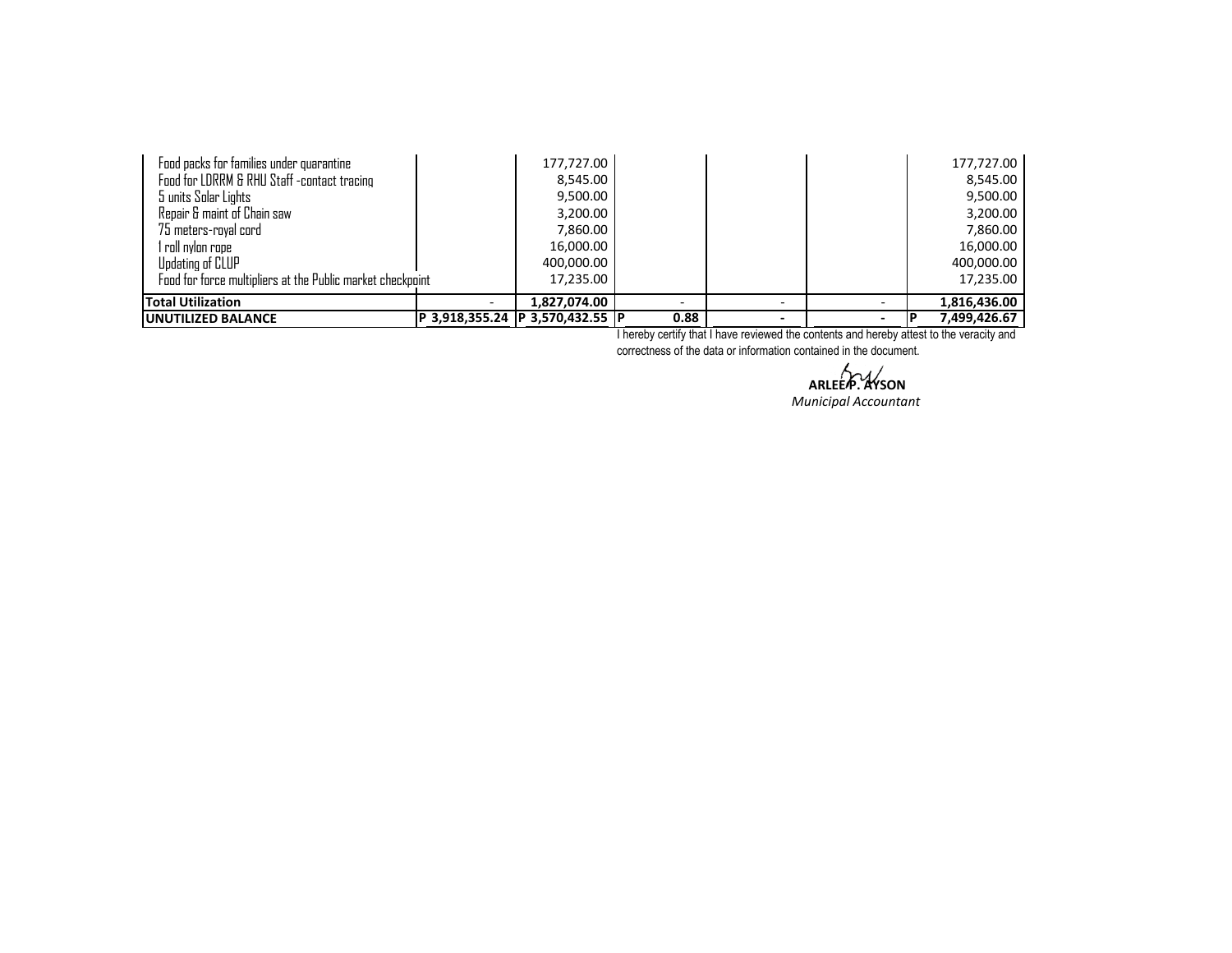| | | | | | | |
|---|---|---|---|---|---|---|
| Food packs for families under quarantine | | 177,727.00 | | | | 177,727.00 |
| Food for LDRRM & RHU Staff -contact tracing | | 8,545.00 | | | | 8,545.00 |
| 5 units Solar Lights | | 9,500.00 | | | | 9,500.00 |
| Repair & maint of Chain saw | | 3,200.00 | | | | 3,200.00 |
| 75 meters-royal cord | | 7,860.00 | | | | 7,860.00 |
| 1 roll nylon rope | | 16,000.00 | | | | 16,000.00 |
| Updating of CLUP | | 400,000.00 | | | | 400,000.00 |
| Food for force multipliers at the Public market checkpoint | | 17,235.00 | | | | 17,235.00 |
| **Total Utilization** | - | **1,827,074.00** | - | - | - | **1,816,436.00** |
| **UNUTILIZED BALANCE** | **P 3,918,355.24** | **P 3,570,432.55** | **P 0.88** | **-** | **-** | **P 7,499,426.67** |

I hereby certify that I have reviewed the contents and hereby attest to the veracity and correctness of the data or information contained in the document.

**ARLEE P. AYSON**
*Municipal Accountant*